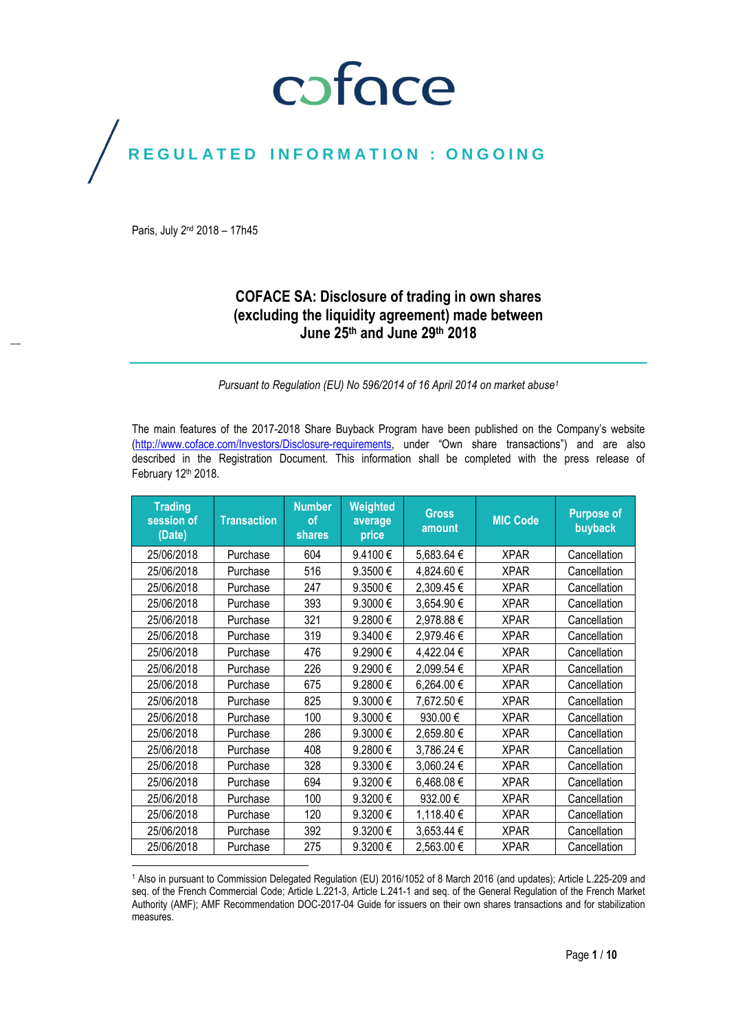coface

REGULATED INFORMATION : ONGOING

Paris, July 2nd 2018 – 17h45

# COFACE SA: Disclosure of trading in own shares (excluding the liquidity agreement) made between June 25th and June 29th 2018

*Pursuant to Regulation (EU) No 596/2014 of 16 April 2014 on market abuse*[1]

The main features of the 2017-2018 Share Buyback Program have been published on the Company's website (http://www.coface.com/Investors/Disclosure-requirements, under "Own share transactions") and are also described in the Registration Document. This information shall be completed with the press release of February 12th 2018.

| Trading session of (Date) | Transaction | Number of shares | Weighted average price | Gross amount | MIC Code | Purpose of buyback |
|---|---|---|---|---|---|---|
| 25/06/2018 | Purchase | 604 | 9.4100 € | 5,683.64 € | XPAR | Cancellation |
| 25/06/2018 | Purchase | 516 | 9.3500 € | 4,824.60 € | XPAR | Cancellation |
| 25/06/2018 | Purchase | 247 | 9.3500 € | 2,309.45 € | XPAR | Cancellation |
| 25/06/2018 | Purchase | 393 | 9.3000 € | 3,654.90 € | XPAR | Cancellation |
| 25/06/2018 | Purchase | 321 | 9.2800 € | 2,978.88 € | XPAR | Cancellation |
| 25/06/2018 | Purchase | 319 | 9.3400 € | 2,979.46 € | XPAR | Cancellation |
| 25/06/2018 | Purchase | 476 | 9.2900 € | 4,422.04 € | XPAR | Cancellation |
| 25/06/2018 | Purchase | 226 | 9.2900 € | 2,099.54 € | XPAR | Cancellation |
| 25/06/2018 | Purchase | 675 | 9.2800 € | 6,264.00 € | XPAR | Cancellation |
| 25/06/2018 | Purchase | 825 | 9.3000 € | 7,672.50 € | XPAR | Cancellation |
| 25/06/2018 | Purchase | 100 | 9.3000 € | 930.00 € | XPAR | Cancellation |
| 25/06/2018 | Purchase | 286 | 9.3000 € | 2,659.80 € | XPAR | Cancellation |
| 25/06/2018 | Purchase | 408 | 9.2800 € | 3,786.24 € | XPAR | Cancellation |
| 25/06/2018 | Purchase | 328 | 9.3300 € | 3,060.24 € | XPAR | Cancellation |
| 25/06/2018 | Purchase | 694 | 9.3200 € | 6,468.08 € | XPAR | Cancellation |
| 25/06/2018 | Purchase | 100 | 9.3200 € | 932.00 € | XPAR | Cancellation |
| 25/06/2018 | Purchase | 120 | 9.3200 € | 1,118.40 € | XPAR | Cancellation |
| 25/06/2018 | Purchase | 392 | 9.3200 € | 3,653.44 € | XPAR | Cancellation |
| 25/06/2018 | Purchase | 275 | 9.3200 € | 2,563.00 € | XPAR | Cancellation |

[1] Also in pursuant to Commission Delegated Regulation (EU) 2016/1052 of 8 March 2016 (and updates); Article L.225-209 and seq. of the French Commercial Code; Article L.221-3, Article L.241-1 and seq. of the General Regulation of the French Market Authority (AMF); AMF Recommendation DOC-2017-04 Guide for issuers on their own shares transactions and for stabilization measures.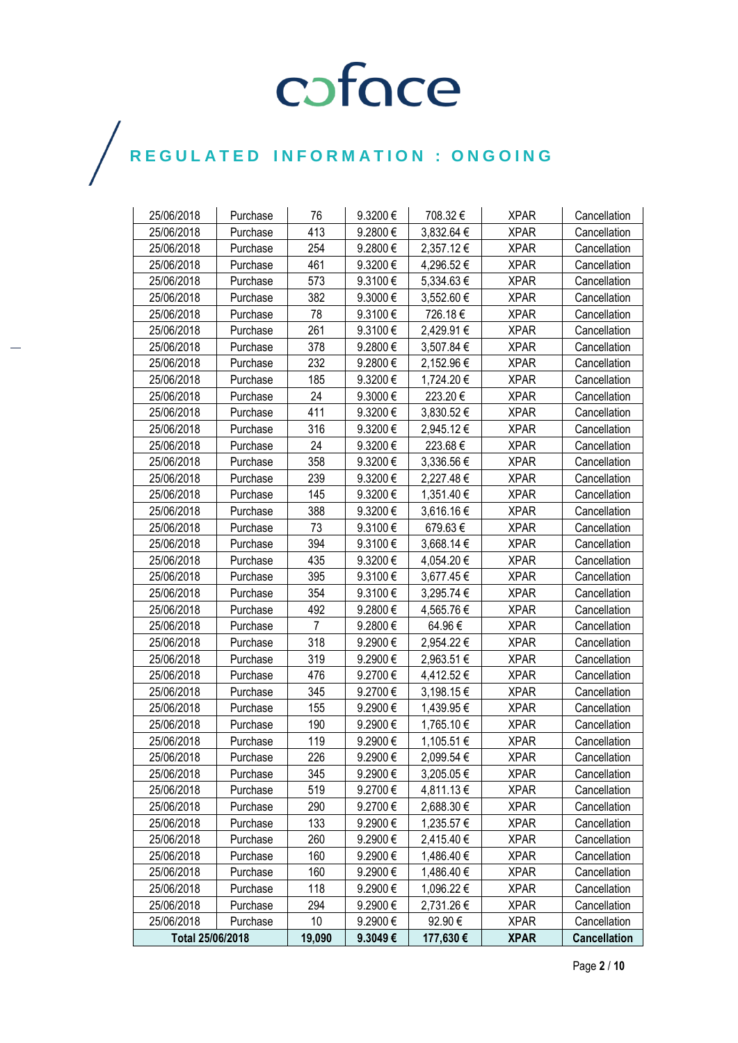# REGULATED INFORMATION : ONGOING

| | | | | | | |
|---|---|---|---|---|---|---|
| 25/06/2018 | Purchase | 76 | 9.3200 € | 708.32 € | XPAR | Cancellation |
| 25/06/2018 | Purchase | 413 | 9.2800 € | 3,832.64 € | XPAR | Cancellation |
| 25/06/2018 | Purchase | 254 | 9.2800 € | 2,357.12 € | XPAR | Cancellation |
| 25/06/2018 | Purchase | 461 | 9.3200 € | 4,296.52 € | XPAR | Cancellation |
| 25/06/2018 | Purchase | 573 | 9.3100 € | 5,334.63 € | XPAR | Cancellation |
| 25/06/2018 | Purchase | 382 | 9.3000 € | 3,552.60 € | XPAR | Cancellation |
| 25/06/2018 | Purchase | 78 | 9.3100 € | 726.18 € | XPAR | Cancellation |
| 25/06/2018 | Purchase | 261 | 9.3100 € | 2,429.91 € | XPAR | Cancellation |
| 25/06/2018 | Purchase | 378 | 9.2800 € | 3,507.84 € | XPAR | Cancellation |
| 25/06/2018 | Purchase | 232 | 9.2800 € | 2,152.96 € | XPAR | Cancellation |
| 25/06/2018 | Purchase | 185 | 9.3200 € | 1,724.20 € | XPAR | Cancellation |
| 25/06/2018 | Purchase | 24 | 9.3000 € | 223.20 € | XPAR | Cancellation |
| 25/06/2018 | Purchase | 411 | 9.3200 € | 3,830.52 € | XPAR | Cancellation |
| 25/06/2018 | Purchase | 316 | 9.3200 € | 2,945.12 € | XPAR | Cancellation |
| 25/06/2018 | Purchase | 24 | 9.3200 € | 223.68 € | XPAR | Cancellation |
| 25/06/2018 | Purchase | 358 | 9.3200 € | 3,336.56 € | XPAR | Cancellation |
| 25/06/2018 | Purchase | 239 | 9.3200 € | 2,227.48 € | XPAR | Cancellation |
| 25/06/2018 | Purchase | 145 | 9.3200 € | 1,351.40 € | XPAR | Cancellation |
| 25/06/2018 | Purchase | 388 | 9.3200 € | 3,616.16 € | XPAR | Cancellation |
| 25/06/2018 | Purchase | 73 | 9.3100 € | 679.63 € | XPAR | Cancellation |
| 25/06/2018 | Purchase | 394 | 9.3100 € | 3,668.14 € | XPAR | Cancellation |
| 25/06/2018 | Purchase | 435 | 9.3200 € | 4,054.20 € | XPAR | Cancellation |
| 25/06/2018 | Purchase | 395 | 9.3100 € | 3,677.45 € | XPAR | Cancellation |
| 25/06/2018 | Purchase | 354 | 9.3100 € | 3,295.74 € | XPAR | Cancellation |
| 25/06/2018 | Purchase | 492 | 9.2800 € | 4,565.76 € | XPAR | Cancellation |
| 25/06/2018 | Purchase | 7 | 9.2800 € | 64.96 € | XPAR | Cancellation |
| 25/06/2018 | Purchase | 318 | 9.2900 € | 2,954.22 € | XPAR | Cancellation |
| 25/06/2018 | Purchase | 319 | 9.2900 € | 2,963.51 € | XPAR | Cancellation |
| 25/06/2018 | Purchase | 476 | 9.2700 € | 4,412.52 € | XPAR | Cancellation |
| 25/06/2018 | Purchase | 345 | 9.2700 € | 3,198.15 € | XPAR | Cancellation |
| 25/06/2018 | Purchase | 155 | 9.2900 € | 1,439.95 € | XPAR | Cancellation |
| 25/06/2018 | Purchase | 190 | 9.2900 € | 1,765.10 € | XPAR | Cancellation |
| 25/06/2018 | Purchase | 119 | 9.2900 € | 1,105.51 € | XPAR | Cancellation |
| 25/06/2018 | Purchase | 226 | 9.2900 € | 2,099.54 € | XPAR | Cancellation |
| 25/06/2018 | Purchase | 345 | 9.2900 € | 3,205.05 € | XPAR | Cancellation |
| 25/06/2018 | Purchase | 519 | 9.2700 € | 4,811.13 € | XPAR | Cancellation |
| 25/06/2018 | Purchase | 290 | 9.2700 € | 2,688.30 € | XPAR | Cancellation |
| 25/06/2018 | Purchase | 133 | 9.2900 € | 1,235.57 € | XPAR | Cancellation |
| 25/06/2018 | Purchase | 260 | 9.2900 € | 2,415.40 € | XPAR | Cancellation |
| 25/06/2018 | Purchase | 160 | 9.2900 € | 1,486.40 € | XPAR | Cancellation |
| 25/06/2018 | Purchase | 160 | 9.2900 € | 1,486.40 € | XPAR | Cancellation |
| 25/06/2018 | Purchase | 118 | 9.2900 € | 1,096.22 € | XPAR | Cancellation |
| 25/06/2018 | Purchase | 294 | 9.2900 € | 2,731.26 € | XPAR | Cancellation |
| 25/06/2018 | Purchase | 10 | 9.2900 € | 92.90 € | XPAR | Cancellation |
| **Total 25/06/2018** | | **19,090** | **9.3049 €** | **177,630 €** | **XPAR** | **Cancellation** |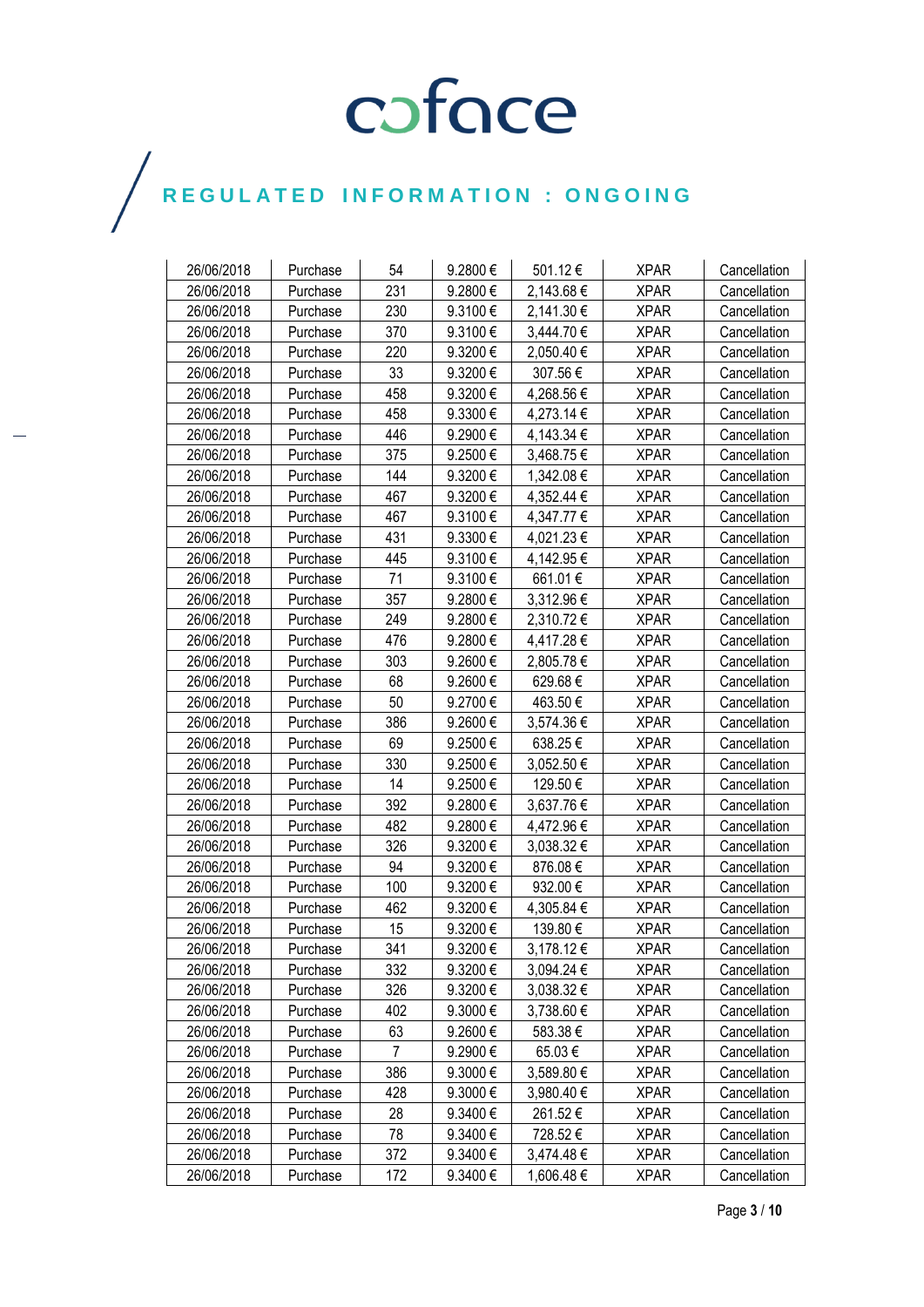REGULATED INFORMATION : ONGOING

| 26/06/2018 | Purchase | 54 | 9.2800 € | 501.12 € | XPAR | Cancellation |
|---|---|---|---|---|---|---|
| 26/06/2018 | Purchase | 231 | 9.2800 € | 2,143.68 € | XPAR | Cancellation |
| 26/06/2018 | Purchase | 230 | 9.3100 € | 2,141.30 € | XPAR | Cancellation |
| 26/06/2018 | Purchase | 370 | 9.3100 € | 3,444.70 € | XPAR | Cancellation |
| 26/06/2018 | Purchase | 220 | 9.3200 € | 2,050.40 € | XPAR | Cancellation |
| 26/06/2018 | Purchase | 33 | 9.3200 € | 307.56 € | XPAR | Cancellation |
| 26/06/2018 | Purchase | 458 | 9.3200 € | 4,268.56 € | XPAR | Cancellation |
| 26/06/2018 | Purchase | 458 | 9.3300 € | 4,273.14 € | XPAR | Cancellation |
| 26/06/2018 | Purchase | 446 | 9.2900 € | 4,143.34 € | XPAR | Cancellation |
| 26/06/2018 | Purchase | 375 | 9.2500 € | 3,468.75 € | XPAR | Cancellation |
| 26/06/2018 | Purchase | 144 | 9.3200 € | 1,342.08 € | XPAR | Cancellation |
| 26/06/2018 | Purchase | 467 | 9.3200 € | 4,352.44 € | XPAR | Cancellation |
| 26/06/2018 | Purchase | 467 | 9.3100 € | 4,347.77 € | XPAR | Cancellation |
| 26/06/2018 | Purchase | 431 | 9.3300 € | 4,021.23 € | XPAR | Cancellation |
| 26/06/2018 | Purchase | 445 | 9.3100 € | 4,142.95 € | XPAR | Cancellation |
| 26/06/2018 | Purchase | 71 | 9.3100 € | 661.01 € | XPAR | Cancellation |
| 26/06/2018 | Purchase | 357 | 9.2800 € | 3,312.96 € | XPAR | Cancellation |
| 26/06/2018 | Purchase | 249 | 9.2800 € | 2,310.72 € | XPAR | Cancellation |
| 26/06/2018 | Purchase | 476 | 9.2800 € | 4,417.28 € | XPAR | Cancellation |
| 26/06/2018 | Purchase | 303 | 9.2600 € | 2,805.78 € | XPAR | Cancellation |
| 26/06/2018 | Purchase | 68 | 9.2600 € | 629.68 € | XPAR | Cancellation |
| 26/06/2018 | Purchase | 50 | 9.2700 € | 463.50 € | XPAR | Cancellation |
| 26/06/2018 | Purchase | 386 | 9.2600 € | 3,574.36 € | XPAR | Cancellation |
| 26/06/2018 | Purchase | 69 | 9.2500 € | 638.25 € | XPAR | Cancellation |
| 26/06/2018 | Purchase | 330 | 9.2500 € | 3,052.50 € | XPAR | Cancellation |
| 26/06/2018 | Purchase | 14 | 9.2500 € | 129.50 € | XPAR | Cancellation |
| 26/06/2018 | Purchase | 392 | 9.2800 € | 3,637.76 € | XPAR | Cancellation |
| 26/06/2018 | Purchase | 482 | 9.2800 € | 4,472.96 € | XPAR | Cancellation |
| 26/06/2018 | Purchase | 326 | 9.3200 € | 3,038.32 € | XPAR | Cancellation |
| 26/06/2018 | Purchase | 94 | 9.3200 € | 876.08 € | XPAR | Cancellation |
| 26/06/2018 | Purchase | 100 | 9.3200 € | 932.00 € | XPAR | Cancellation |
| 26/06/2018 | Purchase | 462 | 9.3200 € | 4,305.84 € | XPAR | Cancellation |
| 26/06/2018 | Purchase | 15 | 9.3200 € | 139.80 € | XPAR | Cancellation |
| 26/06/2018 | Purchase | 341 | 9.3200 € | 3,178.12 € | XPAR | Cancellation |
| 26/06/2018 | Purchase | 332 | 9.3200 € | 3,094.24 € | XPAR | Cancellation |
| 26/06/2018 | Purchase | 326 | 9.3200 € | 3,038.32 € | XPAR | Cancellation |
| 26/06/2018 | Purchase | 402 | 9.3000 € | 3,738.60 € | XPAR | Cancellation |
| 26/06/2018 | Purchase | 63 | 9.2600 € | 583.38 € | XPAR | Cancellation |
| 26/06/2018 | Purchase | 7 | 9.2900 € | 65.03 € | XPAR | Cancellation |
| 26/06/2018 | Purchase | 386 | 9.3000 € | 3,589.80 € | XPAR | Cancellation |
| 26/06/2018 | Purchase | 428 | 9.3000 € | 3,980.40 € | XPAR | Cancellation |
| 26/06/2018 | Purchase | 28 | 9.3400 € | 261.52 € | XPAR | Cancellation |
| 26/06/2018 | Purchase | 78 | 9.3400 € | 728.52 € | XPAR | Cancellation |
| 26/06/2018 | Purchase | 372 | 9.3400 € | 3,474.48 € | XPAR | Cancellation |
| 26/06/2018 | Purchase | 172 | 9.3400 € | 1,606.48 € | XPAR | Cancellation |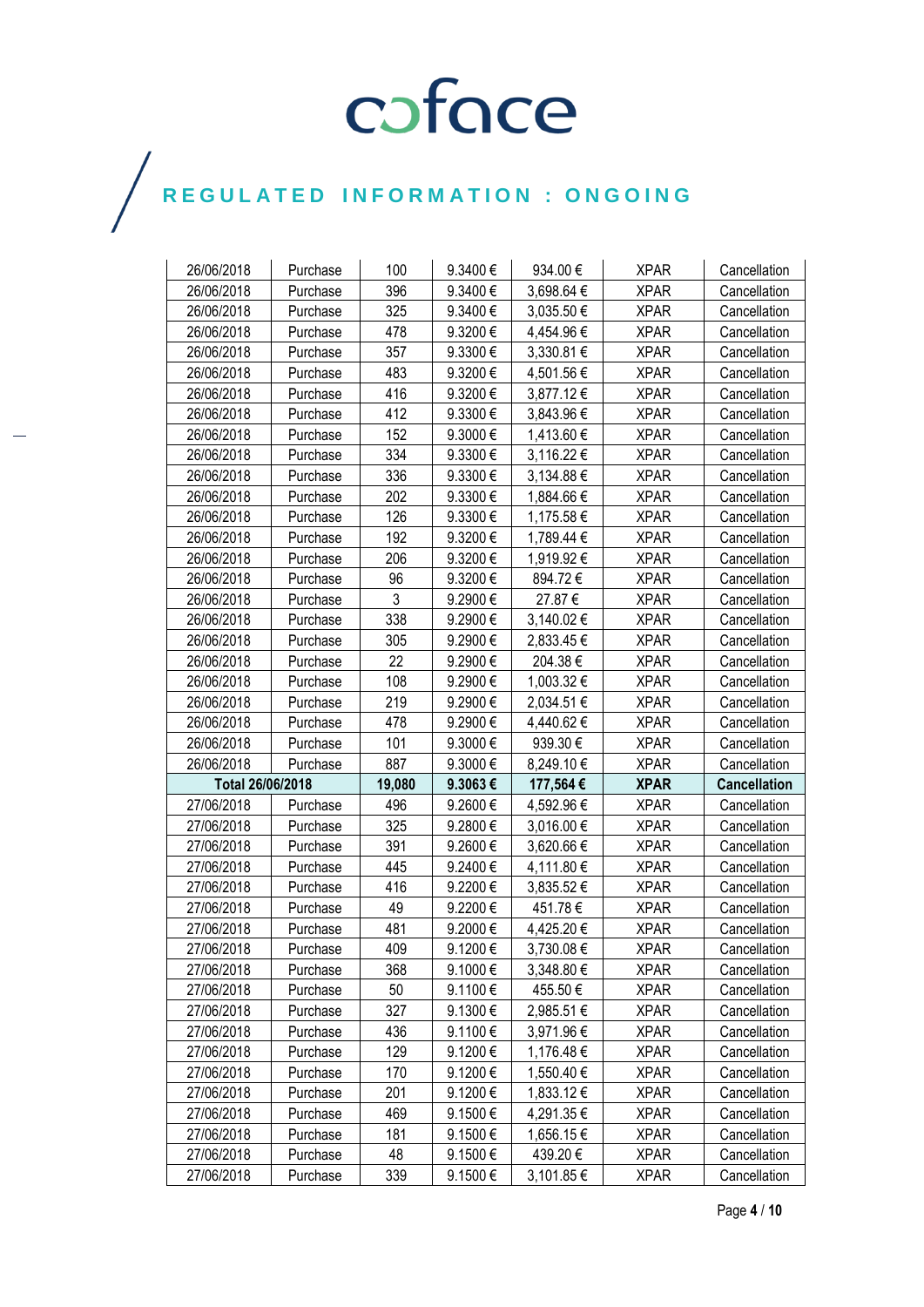# coface

## REGULATED INFORMATION : ONGOING

| | | | | | | |
|---|---|---|---|---|---|---|
| 26/06/2018 | Purchase | 100 | 9.3400 € | 934.00 € | XPAR | Cancellation |
| 26/06/2018 | Purchase | 396 | 9.3400 € | 3,698.64 € | XPAR | Cancellation |
| 26/06/2018 | Purchase | 325 | 9.3400 € | 3,035.50 € | XPAR | Cancellation |
| 26/06/2018 | Purchase | 478 | 9.3200 € | 4,454.96 € | XPAR | Cancellation |
| 26/06/2018 | Purchase | 357 | 9.3300 € | 3,330.81 € | XPAR | Cancellation |
| 26/06/2018 | Purchase | 483 | 9.3200 € | 4,501.56 € | XPAR | Cancellation |
| 26/06/2018 | Purchase | 416 | 9.3200 € | 3,877.12 € | XPAR | Cancellation |
| 26/06/2018 | Purchase | 412 | 9.3300 € | 3,843.96 € | XPAR | Cancellation |
| 26/06/2018 | Purchase | 152 | 9.3000 € | 1,413.60 € | XPAR | Cancellation |
| 26/06/2018 | Purchase | 334 | 9.3300 € | 3,116.22 € | XPAR | Cancellation |
| 26/06/2018 | Purchase | 336 | 9.3300 € | 3,134.88 € | XPAR | Cancellation |
| 26/06/2018 | Purchase | 202 | 9.3300 € | 1,884.66 € | XPAR | Cancellation |
| 26/06/2018 | Purchase | 126 | 9.3300 € | 1,175.58 € | XPAR | Cancellation |
| 26/06/2018 | Purchase | 192 | 9.3200 € | 1,789.44 € | XPAR | Cancellation |
| 26/06/2018 | Purchase | 206 | 9.3200 € | 1,919.92 € | XPAR | Cancellation |
| 26/06/2018 | Purchase | 96 | 9.3200 € | 894.72 € | XPAR | Cancellation |
| 26/06/2018 | Purchase | 3 | 9.2900 € | 27.87 € | XPAR | Cancellation |
| 26/06/2018 | Purchase | 338 | 9.2900 € | 3,140.02 € | XPAR | Cancellation |
| 26/06/2018 | Purchase | 305 | 9.2900 € | 2,833.45 € | XPAR | Cancellation |
| 26/06/2018 | Purchase | 22 | 9.2900 € | 204.38 € | XPAR | Cancellation |
| 26/06/2018 | Purchase | 108 | 9.2900 € | 1,003.32 € | XPAR | Cancellation |
| 26/06/2018 | Purchase | 219 | 9.2900 € | 2,034.51 € | XPAR | Cancellation |
| 26/06/2018 | Purchase | 478 | 9.2900 € | 4,440.62 € | XPAR | Cancellation |
| 26/06/2018 | Purchase | 101 | 9.3000 € | 939.30 € | XPAR | Cancellation |
| 26/06/2018 | Purchase | 887 | 9.3000 € | 8,249.10 € | XPAR | Cancellation |
| **Total 26/06/2018** | | **19,080** | **9.3063 €** | **177,564 €** | **XPAR** | **Cancellation** |
| 27/06/2018 | Purchase | 496 | 9.2600 € | 4,592.96 € | XPAR | Cancellation |
| 27/06/2018 | Purchase | 325 | 9.2800 € | 3,016.00 € | XPAR | Cancellation |
| 27/06/2018 | Purchase | 391 | 9.2600 € | 3,620.66 € | XPAR | Cancellation |
| 27/06/2018 | Purchase | 445 | 9.2400 € | 4,111.80 € | XPAR | Cancellation |
| 27/06/2018 | Purchase | 416 | 9.2200 € | 3,835.52 € | XPAR | Cancellation |
| 27/06/2018 | Purchase | 49 | 9.2200 € | 451.78 € | XPAR | Cancellation |
| 27/06/2018 | Purchase | 481 | 9.2000 € | 4,425.20 € | XPAR | Cancellation |
| 27/06/2018 | Purchase | 409 | 9.1200 € | 3,730.08 € | XPAR | Cancellation |
| 27/06/2018 | Purchase | 368 | 9.1000 € | 3,348.80 € | XPAR | Cancellation |
| 27/06/2018 | Purchase | 50 | 9.1100 € | 455.50 € | XPAR | Cancellation |
| 27/06/2018 | Purchase | 327 | 9.1300 € | 2,985.51 € | XPAR | Cancellation |
| 27/06/2018 | Purchase | 436 | 9.1100 € | 3,971.96 € | XPAR | Cancellation |
| 27/06/2018 | Purchase | 129 | 9.1200 € | 1,176.48 € | XPAR | Cancellation |
| 27/06/2018 | Purchase | 170 | 9.1200 € | 1,550.40 € | XPAR | Cancellation |
| 27/06/2018 | Purchase | 201 | 9.1200 € | 1,833.12 € | XPAR | Cancellation |
| 27/06/2018 | Purchase | 469 | 9.1500 € | 4,291.35 € | XPAR | Cancellation |
| 27/06/2018 | Purchase | 181 | 9.1500 € | 1,656.15 € | XPAR | Cancellation |
| 27/06/2018 | Purchase | 48 | 9.1500 € | 439.20 € | XPAR | Cancellation |
| 27/06/2018 | Purchase | 339 | 9.1500 € | 3,101.85 € | XPAR | Cancellation |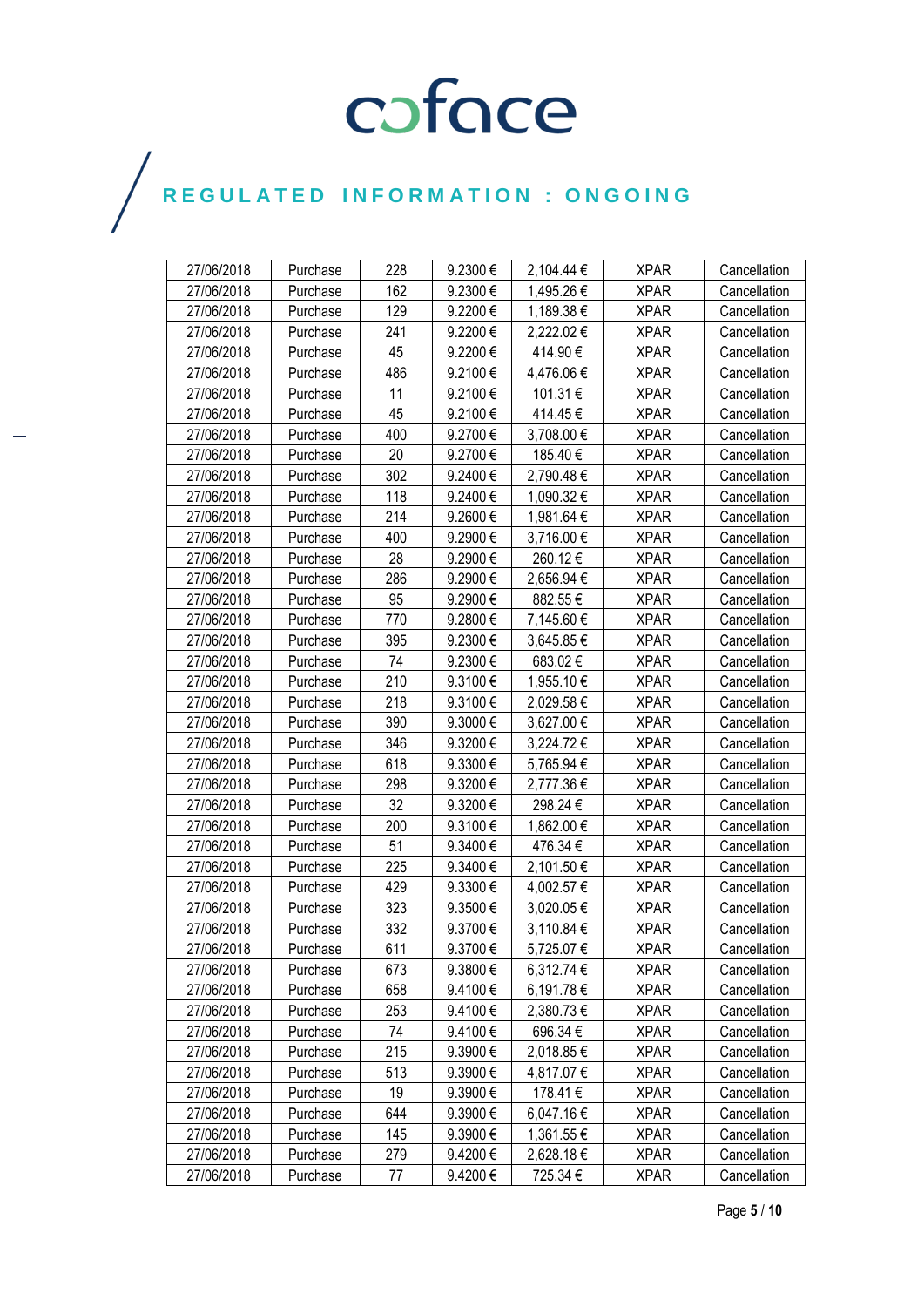| 27/06/2018 | Purchase | 228 | 9.2300 € | 2,104.44 € | XPAR | Cancellation |
|---|---|---|---|---|---|---|
| 27/06/2018 | Purchase | 162 | 9.2300 € | 1,495.26 € | XPAR | Cancellation |
| 27/06/2018 | Purchase | 129 | 9.2200 € | 1,189.38 € | XPAR | Cancellation |
| 27/06/2018 | Purchase | 241 | 9.2200 € | 2,222.02 € | XPAR | Cancellation |
| 27/06/2018 | Purchase | 45 | 9.2200 € | 414.90 € | XPAR | Cancellation |
| 27/06/2018 | Purchase | 486 | 9.2100 € | 4,476.06 € | XPAR | Cancellation |
| 27/06/2018 | Purchase | 11 | 9.2100 € | 101.31 € | XPAR | Cancellation |
| 27/06/2018 | Purchase | 45 | 9.2100 € | 414.45 € | XPAR | Cancellation |
| 27/06/2018 | Purchase | 400 | 9.2700 € | 3,708.00 € | XPAR | Cancellation |
| 27/06/2018 | Purchase | 20 | 9.2700 € | 185.40 € | XPAR | Cancellation |
| 27/06/2018 | Purchase | 302 | 9.2400 € | 2,790.48 € | XPAR | Cancellation |
| 27/06/2018 | Purchase | 118 | 9.2400 € | 1,090.32 € | XPAR | Cancellation |
| 27/06/2018 | Purchase | 214 | 9.2600 € | 1,981.64 € | XPAR | Cancellation |
| 27/06/2018 | Purchase | 400 | 9.2900 € | 3,716.00 € | XPAR | Cancellation |
| 27/06/2018 | Purchase | 28 | 9.2900 € | 260.12 € | XPAR | Cancellation |
| 27/06/2018 | Purchase | 286 | 9.2900 € | 2,656.94 € | XPAR | Cancellation |
| 27/06/2018 | Purchase | 95 | 9.2900 € | 882.55 € | XPAR | Cancellation |
| 27/06/2018 | Purchase | 770 | 9.2800 € | 7,145.60 € | XPAR | Cancellation |
| 27/06/2018 | Purchase | 395 | 9.2300 € | 3,645.85 € | XPAR | Cancellation |
| 27/06/2018 | Purchase | 74 | 9.2300 € | 683.02 € | XPAR | Cancellation |
| 27/06/2018 | Purchase | 210 | 9.3100 € | 1,955.10 € | XPAR | Cancellation |
| 27/06/2018 | Purchase | 218 | 9.3100 € | 2,029.58 € | XPAR | Cancellation |
| 27/06/2018 | Purchase | 390 | 9.3000 € | 3,627.00 € | XPAR | Cancellation |
| 27/06/2018 | Purchase | 346 | 9.3200 € | 3,224.72 € | XPAR | Cancellation |
| 27/06/2018 | Purchase | 618 | 9.3300 € | 5,765.94 € | XPAR | Cancellation |
| 27/06/2018 | Purchase | 298 | 9.3200 € | 2,777.36 € | XPAR | Cancellation |
| 27/06/2018 | Purchase | 32 | 9.3200 € | 298.24 € | XPAR | Cancellation |
| 27/06/2018 | Purchase | 200 | 9.3100 € | 1,862.00 € | XPAR | Cancellation |
| 27/06/2018 | Purchase | 51 | 9.3400 € | 476.34 € | XPAR | Cancellation |
| 27/06/2018 | Purchase | 225 | 9.3400 € | 2,101.50 € | XPAR | Cancellation |
| 27/06/2018 | Purchase | 429 | 9.3300 € | 4,002.57 € | XPAR | Cancellation |
| 27/06/2018 | Purchase | 323 | 9.3500 € | 3,020.05 € | XPAR | Cancellation |
| 27/06/2018 | Purchase | 332 | 9.3700 € | 3,110.84 € | XPAR | Cancellation |
| 27/06/2018 | Purchase | 611 | 9.3700 € | 5,725.07 € | XPAR | Cancellation |
| 27/06/2018 | Purchase | 673 | 9.3800 € | 6,312.74 € | XPAR | Cancellation |
| 27/06/2018 | Purchase | 658 | 9.4100 € | 6,191.78 € | XPAR | Cancellation |
| 27/06/2018 | Purchase | 253 | 9.4100 € | 2,380.73 € | XPAR | Cancellation |
| 27/06/2018 | Purchase | 74 | 9.4100 € | 696.34 € | XPAR | Cancellation |
| 27/06/2018 | Purchase | 215 | 9.3900 € | 2,018.85 € | XPAR | Cancellation |
| 27/06/2018 | Purchase | 513 | 9.3900 € | 4,817.07 € | XPAR | Cancellation |
| 27/06/2018 | Purchase | 19 | 9.3900 € | 178.41 € | XPAR | Cancellation |
| 27/06/2018 | Purchase | 644 | 9.3900 € | 6,047.16 € | XPAR | Cancellation |
| 27/06/2018 | Purchase | 145 | 9.3900 € | 1,361.55 € | XPAR | Cancellation |
| 27/06/2018 | Purchase | 279 | 9.4200 € | 2,628.18 € | XPAR | Cancellation |
| 27/06/2018 | Purchase | 77 | 9.4200 € | 725.34 € | XPAR | Cancellation |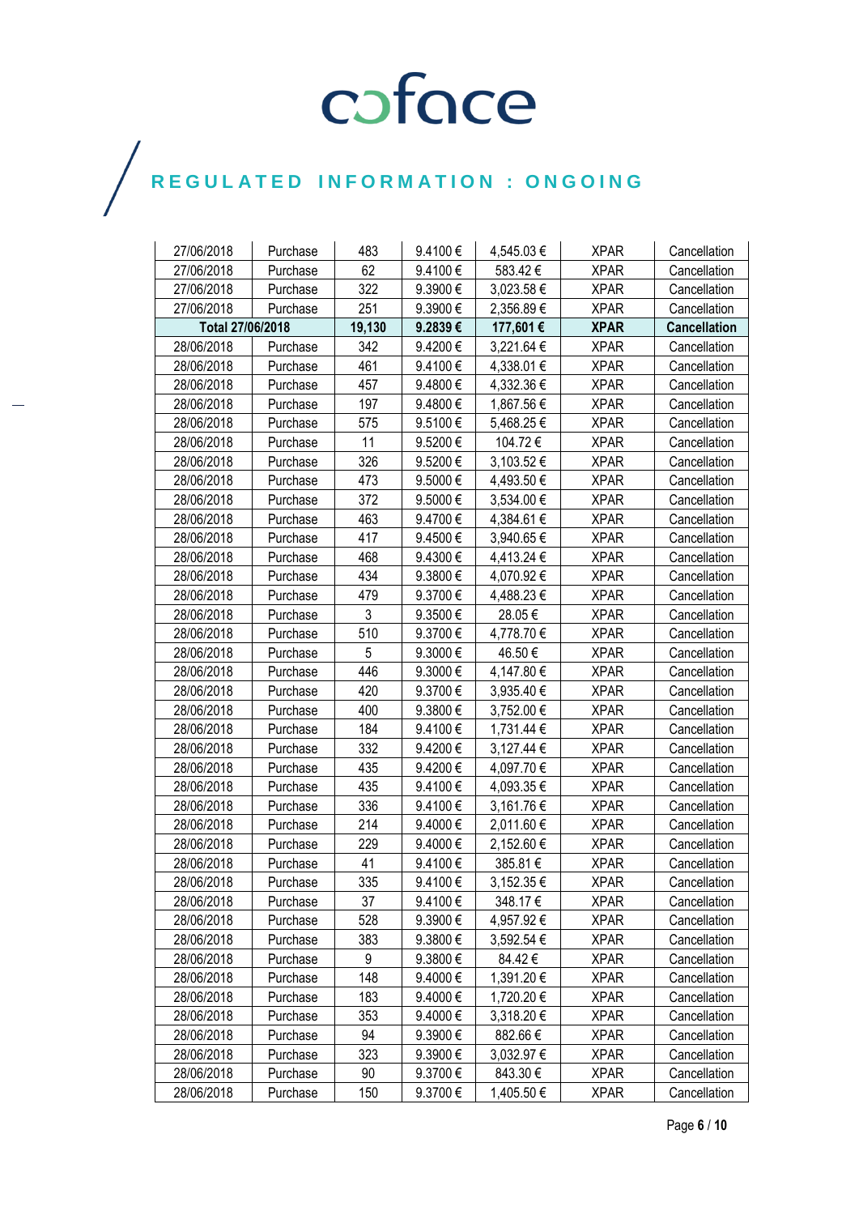| | | | | | | |
|---|---|---|---|---|---|---|
| 27/06/2018 | Purchase | 483 | 9.4100 € | 4,545.03 € | XPAR | Cancellation |
| 27/06/2018 | Purchase | 62 | 9.4100 € | 583.42 € | XPAR | Cancellation |
| 27/06/2018 | Purchase | 322 | 9.3900 € | 3,023.58 € | XPAR | Cancellation |
| 27/06/2018 | Purchase | 251 | 9.3900 € | 2,356.89 € | XPAR | Cancellation |
| **Total 27/06/2018** | | **19,130** | **9.2839 €** | **177,601 €** | **XPAR** | **Cancellation** |
| 28/06/2018 | Purchase | 342 | 9.4200 € | 3,221.64 € | XPAR | Cancellation |
| 28/06/2018 | Purchase | 461 | 9.4100 € | 4,338.01 € | XPAR | Cancellation |
| 28/06/2018 | Purchase | 457 | 9.4800 € | 4,332.36 € | XPAR | Cancellation |
| 28/06/2018 | Purchase | 197 | 9.4800 € | 1,867.56 € | XPAR | Cancellation |
| 28/06/2018 | Purchase | 575 | 9.5100 € | 5,468.25 € | XPAR | Cancellation |
| 28/06/2018 | Purchase | 11 | 9.5200 € | 104.72 € | XPAR | Cancellation |
| 28/06/2018 | Purchase | 326 | 9.5200 € | 3,103.52 € | XPAR | Cancellation |
| 28/06/2018 | Purchase | 473 | 9.5000 € | 4,493.50 € | XPAR | Cancellation |
| 28/06/2018 | Purchase | 372 | 9.5000 € | 3,534.00 € | XPAR | Cancellation |
| 28/06/2018 | Purchase | 463 | 9.4700 € | 4,384.61 € | XPAR | Cancellation |
| 28/06/2018 | Purchase | 417 | 9.4500 € | 3,940.65 € | XPAR | Cancellation |
| 28/06/2018 | Purchase | 468 | 9.4300 € | 4,413.24 € | XPAR | Cancellation |
| 28/06/2018 | Purchase | 434 | 9.3800 € | 4,070.92 € | XPAR | Cancellation |
| 28/06/2018 | Purchase | 479 | 9.3700 € | 4,488.23 € | XPAR | Cancellation |
| 28/06/2018 | Purchase | 3 | 9.3500 € | 28.05 € | XPAR | Cancellation |
| 28/06/2018 | Purchase | 510 | 9.3700 € | 4,778.70 € | XPAR | Cancellation |
| 28/06/2018 | Purchase | 5 | 9.3000 € | 46.50 € | XPAR | Cancellation |
| 28/06/2018 | Purchase | 446 | 9.3000 € | 4,147.80 € | XPAR | Cancellation |
| 28/06/2018 | Purchase | 420 | 9.3700 € | 3,935.40 € | XPAR | Cancellation |
| 28/06/2018 | Purchase | 400 | 9.3800 € | 3,752.00 € | XPAR | Cancellation |
| 28/06/2018 | Purchase | 184 | 9.4100 € | 1,731.44 € | XPAR | Cancellation |
| 28/06/2018 | Purchase | 332 | 9.4200 € | 3,127.44 € | XPAR | Cancellation |
| 28/06/2018 | Purchase | 435 | 9.4200 € | 4,097.70 € | XPAR | Cancellation |
| 28/06/2018 | Purchase | 435 | 9.4100 € | 4,093.35 € | XPAR | Cancellation |
| 28/06/2018 | Purchase | 336 | 9.4100 € | 3,161.76 € | XPAR | Cancellation |
| 28/06/2018 | Purchase | 214 | 9.4000 € | 2,011.60 € | XPAR | Cancellation |
| 28/06/2018 | Purchase | 229 | 9.4000 € | 2,152.60 € | XPAR | Cancellation |
| 28/06/2018 | Purchase | 41 | 9.4100 € | 385.81 € | XPAR | Cancellation |
| 28/06/2018 | Purchase | 335 | 9.4100 € | 3,152.35 € | XPAR | Cancellation |
| 28/06/2018 | Purchase | 37 | 9.4100 € | 348.17 € | XPAR | Cancellation |
| 28/06/2018 | Purchase | 528 | 9.3900 € | 4,957.92 € | XPAR | Cancellation |
| 28/06/2018 | Purchase | 383 | 9.3800 € | 3,592.54 € | XPAR | Cancellation |
| 28/06/2018 | Purchase | 9 | 9.3800 € | 84.42 € | XPAR | Cancellation |
| 28/06/2018 | Purchase | 148 | 9.4000 € | 1,391.20 € | XPAR | Cancellation |
| 28/06/2018 | Purchase | 183 | 9.4000 € | 1,720.20 € | XPAR | Cancellation |
| 28/06/2018 | Purchase | 353 | 9.4000 € | 3,318.20 € | XPAR | Cancellation |
| 28/06/2018 | Purchase | 94 | 9.3900 € | 882.66 € | XPAR | Cancellation |
| 28/06/2018 | Purchase | 323 | 9.3900 € | 3,032.97 € | XPAR | Cancellation |
| 28/06/2018 | Purchase | 90 | 9.3700 € | 843.30 € | XPAR | Cancellation |
| 28/06/2018 | Purchase | 150 | 9.3700 € | 1,405.50 € | XPAR | Cancellation |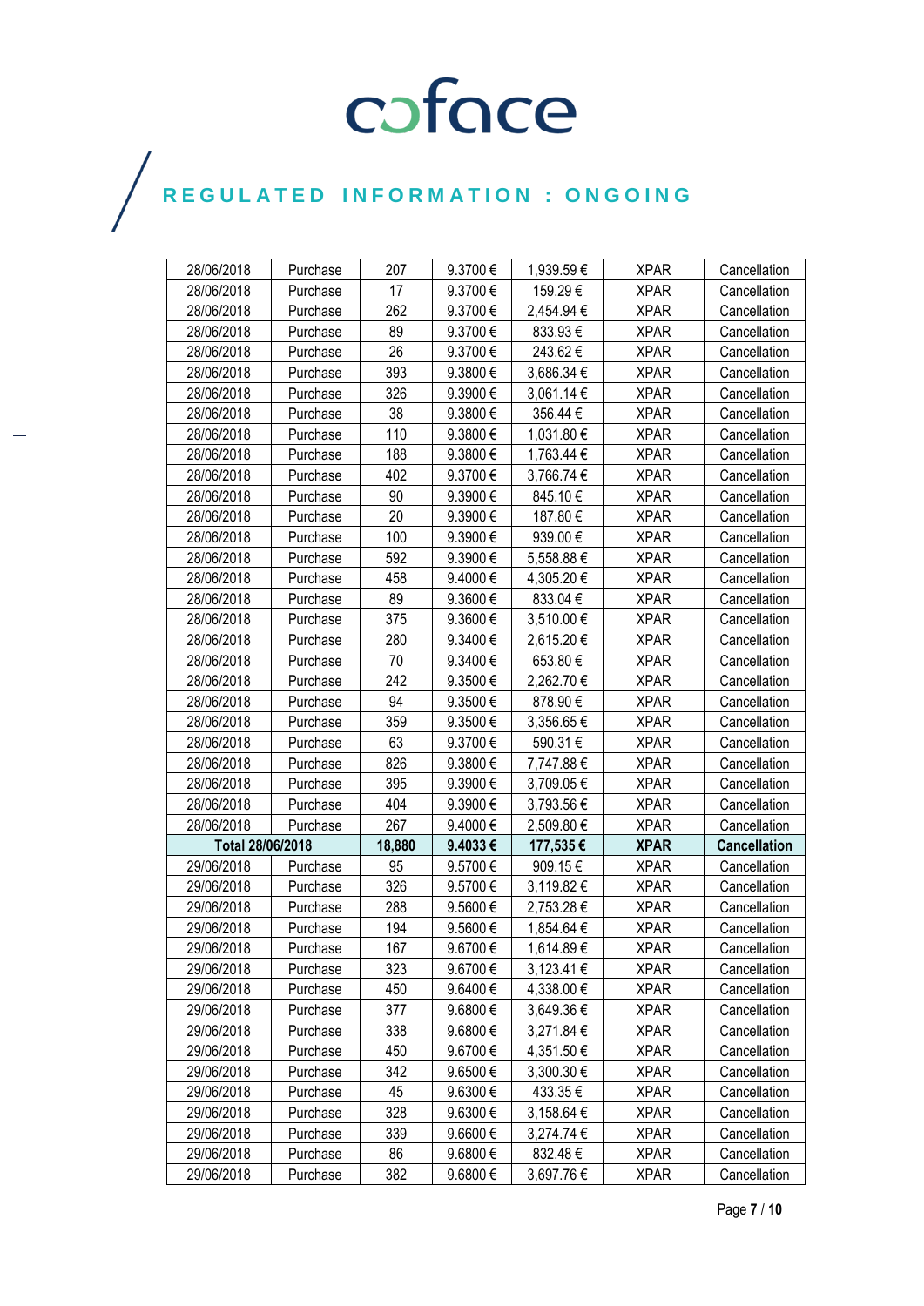# coface

## REGULATED INFORMATION : ONGOING

| | | | | | | |
|---|---|---|---|---|---|---|
| 28/06/2018 | Purchase | 207 | 9.3700 € | 1,939.59 € | XPAR | Cancellation |
| 28/06/2018 | Purchase | 17 | 9.3700 € | 159.29 € | XPAR | Cancellation |
| 28/06/2018 | Purchase | 262 | 9.3700 € | 2,454.94 € | XPAR | Cancellation |
| 28/06/2018 | Purchase | 89 | 9.3700 € | 833.93 € | XPAR | Cancellation |
| 28/06/2018 | Purchase | 26 | 9.3700 € | 243.62 € | XPAR | Cancellation |
| 28/06/2018 | Purchase | 393 | 9.3800 € | 3,686.34 € | XPAR | Cancellation |
| 28/06/2018 | Purchase | 326 | 9.3900 € | 3,061.14 € | XPAR | Cancellation |
| 28/06/2018 | Purchase | 38 | 9.3800 € | 356.44 € | XPAR | Cancellation |
| 28/06/2018 | Purchase | 110 | 9.3800 € | 1,031.80 € | XPAR | Cancellation |
| 28/06/2018 | Purchase | 188 | 9.3800 € | 1,763.44 € | XPAR | Cancellation |
| 28/06/2018 | Purchase | 402 | 9.3700 € | 3,766.74 € | XPAR | Cancellation |
| 28/06/2018 | Purchase | 90 | 9.3900 € | 845.10 € | XPAR | Cancellation |
| 28/06/2018 | Purchase | 20 | 9.3900 € | 187.80 € | XPAR | Cancellation |
| 28/06/2018 | Purchase | 100 | 9.3900 € | 939.00 € | XPAR | Cancellation |
| 28/06/2018 | Purchase | 592 | 9.3900 € | 5,558.88 € | XPAR | Cancellation |
| 28/06/2018 | Purchase | 458 | 9.4000 € | 4,305.20 € | XPAR | Cancellation |
| 28/06/2018 | Purchase | 89 | 9.3600 € | 833.04 € | XPAR | Cancellation |
| 28/06/2018 | Purchase | 375 | 9.3600 € | 3,510.00 € | XPAR | Cancellation |
| 28/06/2018 | Purchase | 280 | 9.3400 € | 2,615.20 € | XPAR | Cancellation |
| 28/06/2018 | Purchase | 70 | 9.3400 € | 653.80 € | XPAR | Cancellation |
| 28/06/2018 | Purchase | 242 | 9.3500 € | 2,262.70 € | XPAR | Cancellation |
| 28/06/2018 | Purchase | 94 | 9.3500 € | 878.90 € | XPAR | Cancellation |
| 28/06/2018 | Purchase | 359 | 9.3500 € | 3,356.65 € | XPAR | Cancellation |
| 28/06/2018 | Purchase | 63 | 9.3700 € | 590.31 € | XPAR | Cancellation |
| 28/06/2018 | Purchase | 826 | 9.3800 € | 7,747.88 € | XPAR | Cancellation |
| 28/06/2018 | Purchase | 395 | 9.3900 € | 3,709.05 € | XPAR | Cancellation |
| 28/06/2018 | Purchase | 404 | 9.3900 € | 3,793.56 € | XPAR | Cancellation |
| 28/06/2018 | Purchase | 267 | 9.4000 € | 2,509.80 € | XPAR | Cancellation |
| **Total 28/06/2018** | | **18,880** | **9.4033 €** | **177,535 €** | **XPAR** | **Cancellation** |
| 29/06/2018 | Purchase | 95 | 9.5700 € | 909.15 € | XPAR | Cancellation |
| 29/06/2018 | Purchase | 326 | 9.5700 € | 3,119.82 € | XPAR | Cancellation |
| 29/06/2018 | Purchase | 288 | 9.5600 € | 2,753.28 € | XPAR | Cancellation |
| 29/06/2018 | Purchase | 194 | 9.5600 € | 1,854.64 € | XPAR | Cancellation |
| 29/06/2018 | Purchase | 167 | 9.6700 € | 1,614.89 € | XPAR | Cancellation |
| 29/06/2018 | Purchase | 323 | 9.6700 € | 3,123.41 € | XPAR | Cancellation |
| 29/06/2018 | Purchase | 450 | 9.6400 € | 4,338.00 € | XPAR | Cancellation |
| 29/06/2018 | Purchase | 377 | 9.6800 € | 3,649.36 € | XPAR | Cancellation |
| 29/06/2018 | Purchase | 338 | 9.6800 € | 3,271.84 € | XPAR | Cancellation |
| 29/06/2018 | Purchase | 450 | 9.6700 € | 4,351.50 € | XPAR | Cancellation |
| 29/06/2018 | Purchase | 342 | 9.6500 € | 3,300.30 € | XPAR | Cancellation |
| 29/06/2018 | Purchase | 45 | 9.6300 € | 433.35 € | XPAR | Cancellation |
| 29/06/2018 | Purchase | 328 | 9.6300 € | 3,158.64 € | XPAR | Cancellation |
| 29/06/2018 | Purchase | 339 | 9.6600 € | 3,274.74 € | XPAR | Cancellation |
| 29/06/2018 | Purchase | 86 | 9.6800 € | 832.48 € | XPAR | Cancellation |
| 29/06/2018 | Purchase | 382 | 9.6800 € | 3,697.76 € | XPAR | Cancellation |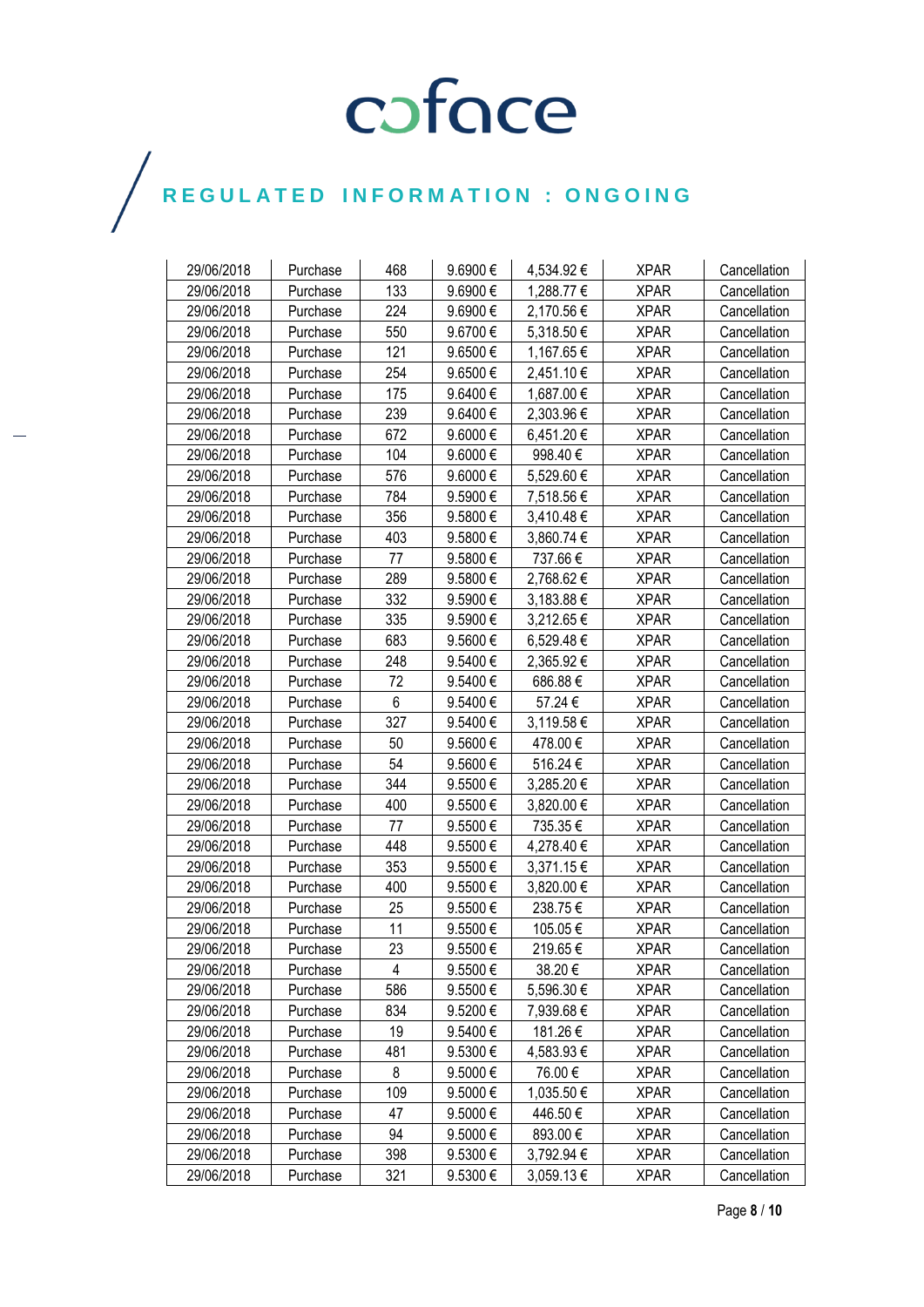| | | | | | | |
|---|---|---|---|---|---|---|
| 29/06/2018 | Purchase | 468 | 9.6900 € | 4,534.92 € | XPAR | Cancellation |
| 29/06/2018 | Purchase | 133 | 9.6900 € | 1,288.77 € | XPAR | Cancellation |
| 29/06/2018 | Purchase | 224 | 9.6900 € | 2,170.56 € | XPAR | Cancellation |
| 29/06/2018 | Purchase | 550 | 9.6700 € | 5,318.50 € | XPAR | Cancellation |
| 29/06/2018 | Purchase | 121 | 9.6500 € | 1,167.65 € | XPAR | Cancellation |
| 29/06/2018 | Purchase | 254 | 9.6500 € | 2,451.10 € | XPAR | Cancellation |
| 29/06/2018 | Purchase | 175 | 9.6400 € | 1,687.00 € | XPAR | Cancellation |
| 29/06/2018 | Purchase | 239 | 9.6400 € | 2,303.96 € | XPAR | Cancellation |
| 29/06/2018 | Purchase | 672 | 9.6000 € | 6,451.20 € | XPAR | Cancellation |
| 29/06/2018 | Purchase | 104 | 9.6000 € | 998.40 € | XPAR | Cancellation |
| 29/06/2018 | Purchase | 576 | 9.6000 € | 5,529.60 € | XPAR | Cancellation |
| 29/06/2018 | Purchase | 784 | 9.5900 € | 7,518.56 € | XPAR | Cancellation |
| 29/06/2018 | Purchase | 356 | 9.5800 € | 3,410.48 € | XPAR | Cancellation |
| 29/06/2018 | Purchase | 403 | 9.5800 € | 3,860.74 € | XPAR | Cancellation |
| 29/06/2018 | Purchase | 77 | 9.5800 € | 737.66 € | XPAR | Cancellation |
| 29/06/2018 | Purchase | 289 | 9.5800 € | 2,768.62 € | XPAR | Cancellation |
| 29/06/2018 | Purchase | 332 | 9.5900 € | 3,183.88 € | XPAR | Cancellation |
| 29/06/2018 | Purchase | 335 | 9.5900 € | 3,212.65 € | XPAR | Cancellation |
| 29/06/2018 | Purchase | 683 | 9.5600 € | 6,529.48 € | XPAR | Cancellation |
| 29/06/2018 | Purchase | 248 | 9.5400 € | 2,365.92 € | XPAR | Cancellation |
| 29/06/2018 | Purchase | 72 | 9.5400 € | 686.88 € | XPAR | Cancellation |
| 29/06/2018 | Purchase | 6 | 9.5400 € | 57.24 € | XPAR | Cancellation |
| 29/06/2018 | Purchase | 327 | 9.5400 € | 3,119.58 € | XPAR | Cancellation |
| 29/06/2018 | Purchase | 50 | 9.5600 € | 478.00 € | XPAR | Cancellation |
| 29/06/2018 | Purchase | 54 | 9.5600 € | 516.24 € | XPAR | Cancellation |
| 29/06/2018 | Purchase | 344 | 9.5500 € | 3,285.20 € | XPAR | Cancellation |
| 29/06/2018 | Purchase | 400 | 9.5500 € | 3,820.00 € | XPAR | Cancellation |
| 29/06/2018 | Purchase | 77 | 9.5500 € | 735.35 € | XPAR | Cancellation |
| 29/06/2018 | Purchase | 448 | 9.5500 € | 4,278.40 € | XPAR | Cancellation |
| 29/06/2018 | Purchase | 353 | 9.5500 € | 3,371.15 € | XPAR | Cancellation |
| 29/06/2018 | Purchase | 400 | 9.5500 € | 3,820.00 € | XPAR | Cancellation |
| 29/06/2018 | Purchase | 25 | 9.5500 € | 238.75 € | XPAR | Cancellation |
| 29/06/2018 | Purchase | 11 | 9.5500 € | 105.05 € | XPAR | Cancellation |
| 29/06/2018 | Purchase | 23 | 9.5500 € | 219.65 € | XPAR | Cancellation |
| 29/06/2018 | Purchase | 4 | 9.5500 € | 38.20 € | XPAR | Cancellation |
| 29/06/2018 | Purchase | 586 | 9.5500 € | 5,596.30 € | XPAR | Cancellation |
| 29/06/2018 | Purchase | 834 | 9.5200 € | 7,939.68 € | XPAR | Cancellation |
| 29/06/2018 | Purchase | 19 | 9.5400 € | 181.26 € | XPAR | Cancellation |
| 29/06/2018 | Purchase | 481 | 9.5300 € | 4,583.93 € | XPAR | Cancellation |
| 29/06/2018 | Purchase | 8 | 9.5000 € | 76.00 € | XPAR | Cancellation |
| 29/06/2018 | Purchase | 109 | 9.5000 € | 1,035.50 € | XPAR | Cancellation |
| 29/06/2018 | Purchase | 47 | 9.5000 € | 446.50 € | XPAR | Cancellation |
| 29/06/2018 | Purchase | 94 | 9.5000 € | 893.00 € | XPAR | Cancellation |
| 29/06/2018 | Purchase | 398 | 9.5300 € | 3,792.94 € | XPAR | Cancellation |
| 29/06/2018 | Purchase | 321 | 9.5300 € | 3,059.13 € | XPAR | Cancellation |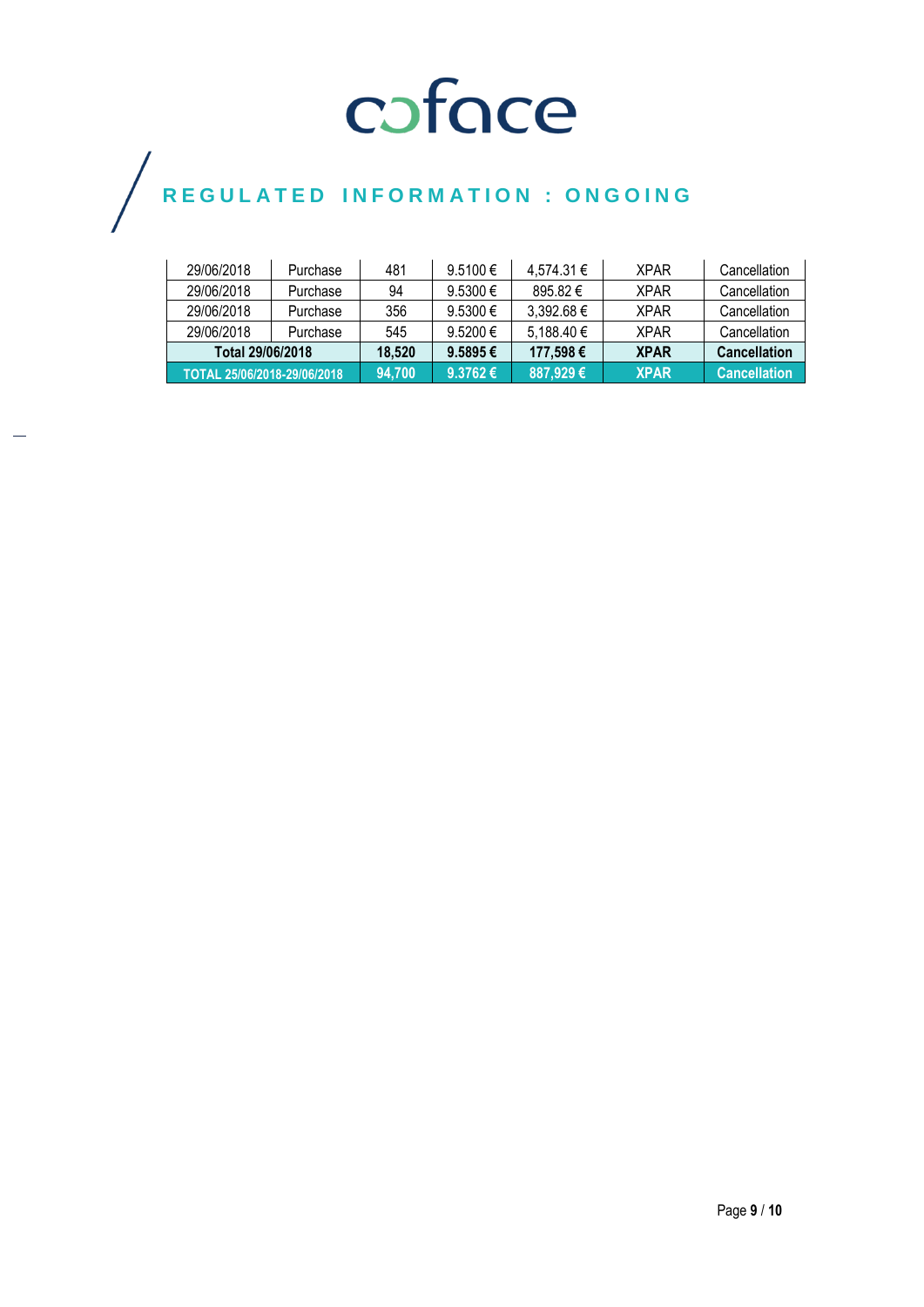# REGULATED INFORMATION : ONGOING

| | | | | | | |
|---|---|---|---|---|---|---|
| 29/06/2018 | Purchase | 481 | 9.5100 € | 4,574.31 € | XPAR | Cancellation |
| 29/06/2018 | Purchase | 94 | 9.5300 € | 895.82 € | XPAR | Cancellation |
| 29/06/2018 | Purchase | 356 | 9.5300 € | 3,392.68 € | XPAR | Cancellation |
| 29/06/2018 | Purchase | 545 | 9.5200 € | 5,188.40 € | XPAR | Cancellation |
| **Total 29/06/2018** | | **18,520** | **9.5895 €** | **177,598 €** | **XPAR** | **Cancellation** |
| **TOTAL 25/06/2018-29/06/2018** | | **94,700** | **9.3762 €** | **887,929 €** | **XPAR** | **Cancellation** |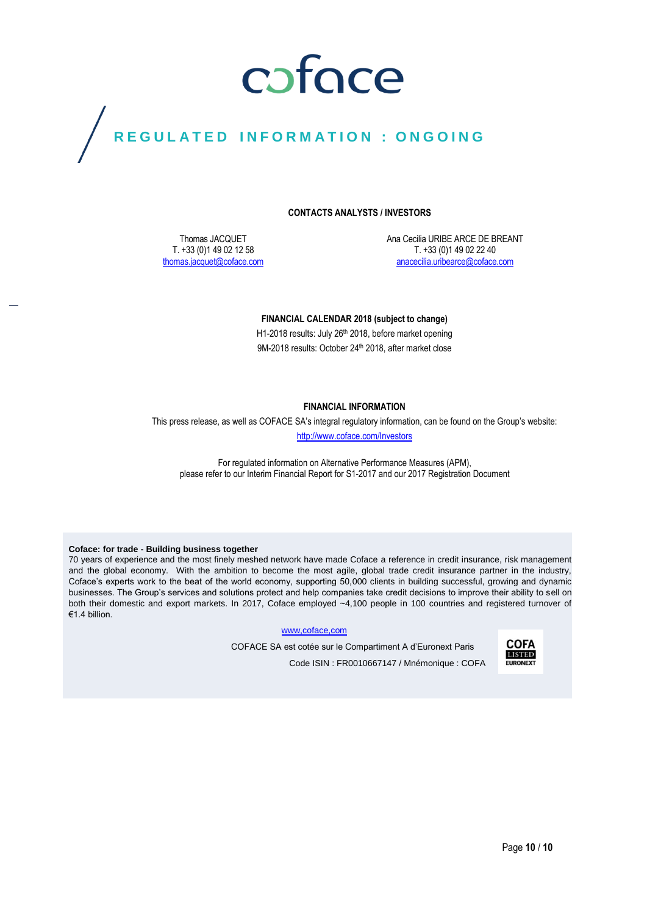# REGULATED INFORMATION : ONGOING

**CONTACTS ANALYSTS / INVESTORS**

Thomas JACQUET
T. +33 (0)1 49 02 12 58
thomas.jacquet@coface.com

Ana Cecilia URIBE ARCE DE BREANT
T. +33 (0)1 49 02 22 40
anacecilia.uribearce@coface.com

**FINANCIAL CALENDAR 2018 (subject to change)**

H1-2018 results: July 26th 2018, before market opening
9M-2018 results: October 24th 2018, after market close

**FINANCIAL INFORMATION**

This press release, as well as COFACE SA's integral regulatory information, can be found on the Group's website:
http://www.coface.com/Investors

For regulated information on Alternative Performance Measures (APM),
please refer to our Interim Financial Report for S1-2017 and our 2017 Registration Document

**Coface: for trade - Building business together**

70 years of experience and the most finely meshed network have made Coface a reference in credit insurance, risk management and the global economy. With the ambition to become the most agile, global trade credit insurance partner in the industry, Coface's experts work to the beat of the world economy, supporting 50,000 clients in building successful, growing and dynamic businesses. The Group's services and solutions protect and help companies take credit decisions to improve their ability to sell on both their domestic and export markets. In 2017, Coface employed ~4,100 people in 100 countries and registered turnover of €1.4 billion.

www,coface,com

COFACE SA est cotée sur le Compartiment A d'Euronext Paris

Code ISIN : FR0010667147 / Mnémonique : COFA

COFA
LISTED
EURONEXT